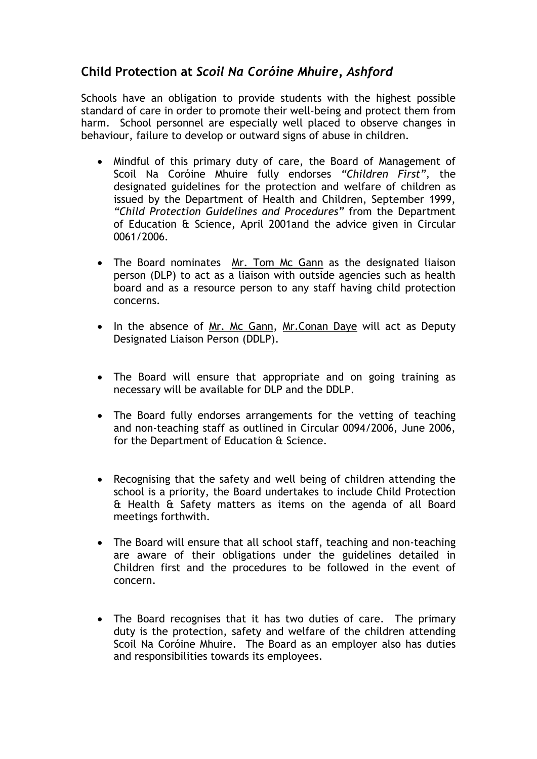## Child Protection at *Scoil Na Coróine Mhuire, Ashford*

Schools have an obligation to provide students with the highest possible standard of care in order to promote their well-being and protect them from harm. School personnel are especially well placed to observe changes in behaviour, failure to develop or outward signs of abuse in children.

- Mindful of this primary duty of care, the Board of Management of Scoil Na Coróine Mhuire fully endorses *"Children First",* the designated guidelines for the protection and welfare of children as issued by the Department of Health and Children, September 1999, *"Child Protection Guidelines and Procedures"* from the Department of Education & Science, April 2001and the advice given in Circular 0061/2006.

- The Board nominates Mr. Tom Mc Gann as the designated liaison person (DLP) to act as a liaison with outside agencies such as health board and as a resource person to any staff having child protection concerns.

- In the absence of Mr. Mc Gann, Mr.Conan Daye will act as Deputy Designated Liaison Person (DDLP).

- The Board will ensure that appropriate and on going training as necessary will be available for DLP and the DDLP.

- The Board fully endorses arrangements for the vetting of teaching and non-teaching staff as outlined in Circular 0094/2006, June 2006, for the Department of Education & Science.

- Recognising that the safety and well being of children attending the school is a priority, the Board undertakes to include Child Protection & Health & Safety matters as items on the agenda of all Board meetings forthwith.

- The Board will ensure that all school staff, teaching and non-teaching are aware of their obligations under the guidelines detailed in Children first and the procedures to be followed in the event of concern.

- The Board recognises that it has two duties of care. The primary duty is the protection, safety and welfare of the children attending Scoil Na Coróine Mhuire. The Board as an employer also has duties and responsibilities towards its employees.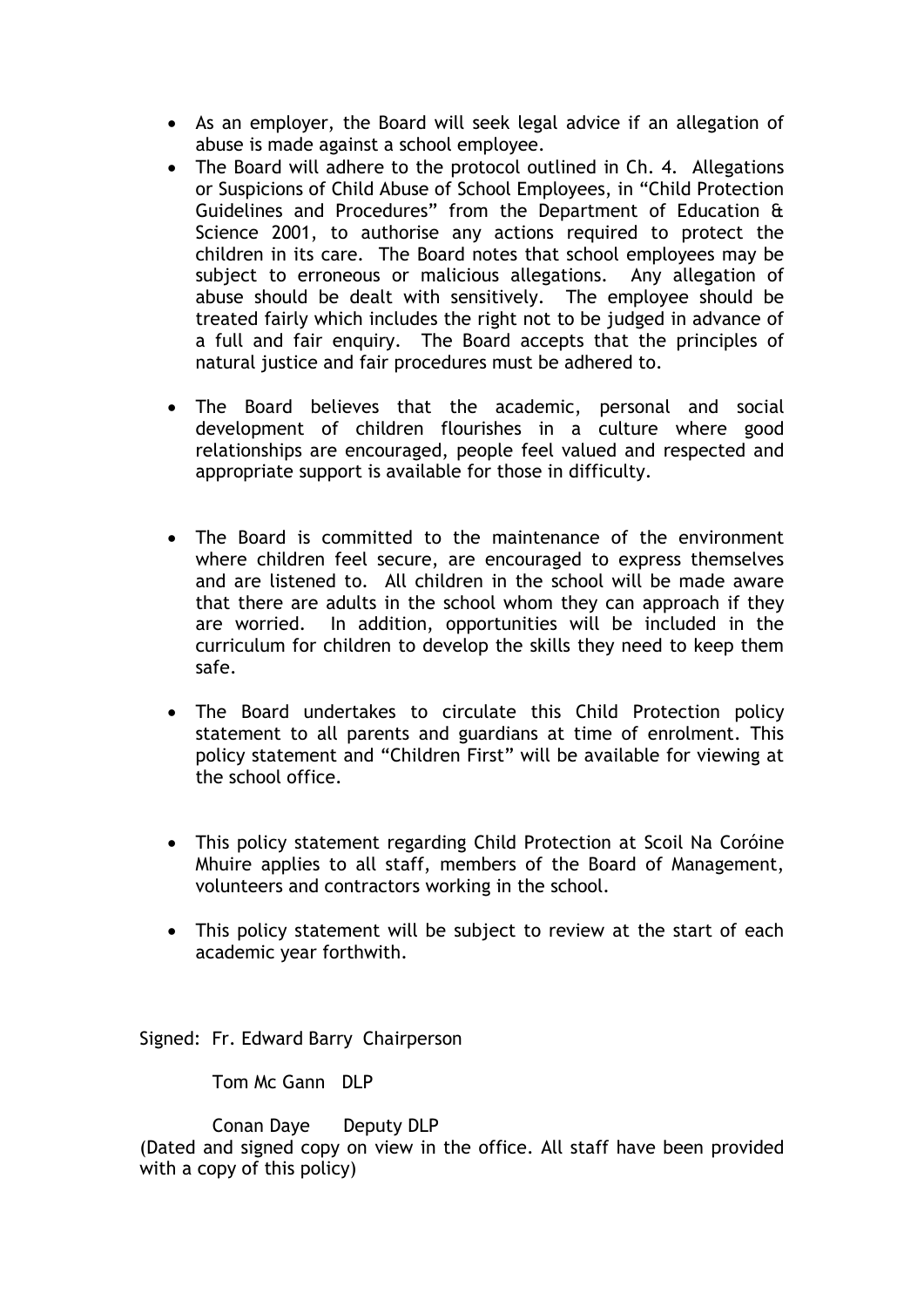- As an employer, the Board will seek legal advice if an allegation of abuse is made against a school employee.
- The Board will adhere to the protocol outlined in Ch. 4. Allegations or Suspicions of Child Abuse of School Employees, in "Child Protection Guidelines and Procedures" from the Department of Education & Science 2001, to authorise any actions required to protect the children in its care. The Board notes that school employees may be subject to erroneous or malicious allegations. Any allegation of abuse should be dealt with sensitively. The employee should be treated fairly which includes the right not to be judged in advance of a full and fair enquiry. The Board accepts that the principles of natural justice and fair procedures must be adhered to.
- The Board believes that the academic, personal and social development of children flourishes in a culture where good relationships are encouraged, people feel valued and respected and appropriate support is available for those in difficulty.
- The Board is committed to the maintenance of the environment where children feel secure, are encouraged to express themselves and are listened to. All children in the school will be made aware that there are adults in the school whom they can approach if they are worried. In addition, opportunities will be included in the curriculum for children to develop the skills they need to keep them safe.
- The Board undertakes to circulate this Child Protection policy statement to all parents and guardians at time of enrolment. This policy statement and "Children First" will be available for viewing at the school office.
- This policy statement regarding Child Protection at Scoil Na Coróine Mhuire applies to all staff, members of the Board of Management, volunteers and contractors working in the school.
- This policy statement will be subject to review at the start of each academic year forthwith.

Signed: Fr. Edward Barry Chairperson

Tom Mc Gann DLP

Conan Daye Deputy DLP

(Dated and signed copy on view in the office. All staff have been provided with a copy of this policy)